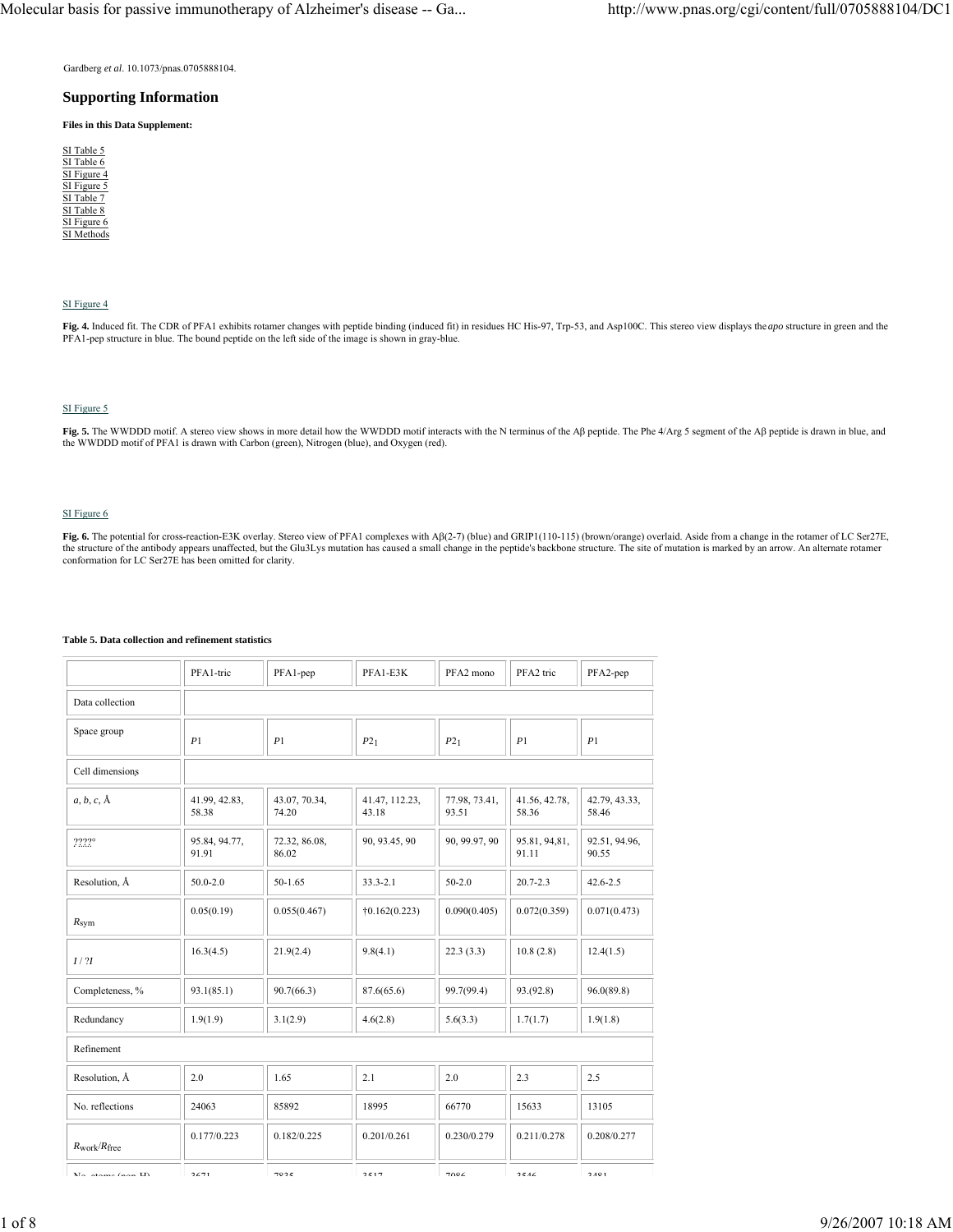Gardberg *et al*. 10.1073/pnas.0705888104.

## Supporting Information

**Files in this Data Supplement:**

SI Table 5
SI Table 6
SI Figure 4
SI Figure 5
SI Table 7
SI Table 8
SI Figure 6
SI Methods

SI Figure 4

**Fig. 4.** Induced fit. The CDR of PFA1 exhibits rotamer changes with peptide binding (induced fit) in residues HC His-97, Trp-53, and Asp100C. This stereo view displays the *apo* structure in green and the PFA1-pep structure in blue. The bound peptide on the left side of the image is shown in gray-blue.

SI Figure 5

**Fig. 5.** The WWDDD motif. A stereo view shows in more detail how the WWDDD motif interacts with the N terminus of the Aβ peptide. The Phe 4/Arg 5 segment of the Aβ peptide is drawn in blue, and the WWDDD motif of PFA1 is drawn with Carbon (green), Nitrogen (blue), and Oxygen (red).

SI Figure 6

**Fig. 6.** The potential for cross-reaction-E3K overlay. Stereo view of PFA1 complexes with Aβ(2-7) (blue) and GRIP1(110-115) (brown/orange) overlaid. Aside from a change in the rotamer of LC Ser27E, the structure of the antibody appears unaffected, but the Glu3Lys mutation has caused a small change in the peptide's backbone structure. The site of mutation is marked by an arrow. An alternate rotamer conformation for LC Ser27E has been omitted for clarity.

**Table 5. Data collection and refinement statistics**

| | PFA1-tric | PFA1-pep | PFA1-E3K | PFA2 mono | PFA2 tric | PFA2-pep |
|---|---|---|---|---|---|---|
| Data collection | | | | | | |
| Space group | *P*1 | *P*1 | $P2_1$ | $P2_1$ | *P*1 | *P*1 |
| Cell dimensions | | | | | | |
| *a*, *b*, *c*, Å | 41.99, 42.83, 58.38 | 43.07, 70.34, 74.20 | 41.47, 112.23, 43.18 | 77.98, 73.41, 93.51 | 41.56, 42.78, 58.36 | 42.79, 43.33, 58.46 |
| ????° | 95.84, 94.77, 91.91 | 72.32, 86.08, 86.02 | 90, 93.45, 90 | 90, 99.97, 90 | 95.81, 94,81, 91.11 | 92.51, 94.96, 90.55 |
| Resolution, Å | 50.0-2.0 | 50-1.65 | 33.3-2.1 | 50-2.0 | 20.7-2.3 | 42.6-2.5 |
| $R_{\text{sym}}$ | 0.05(0.19) | 0.055(0.467) | †0.162(0.223) | 0.090(0.405) | 0.072(0.359) | 0.071(0.473) |
| *I* / ?*I* | 16.3(4.5) | 21.9(2.4) | 9.8(4.1) | 22.3 (3.3) | 10.8 (2.8) | 12.4(1.5) |
| Completeness, % | 93.1(85.1) | 90.7(66.3) | 87.6(65.6) | 99.7(99.4) | 93.(92.8) | 96.0(89.8) |
| Redundancy | 1.9(1.9) | 3.1(2.9) | 4.6(2.8) | 5.6(3.3) | 1.7(1.7) | 1.9(1.8) |
| Refinement | | | | | | |
| Resolution, Å | 2.0 | 1.65 | 2.1 | 2.0 | 2.3 | 2.5 |
| No. reflections | 24063 | 85892 | 18995 | 66770 | 15633 | 13105 |
| $R_{\text{work}}/R_{\text{free}}$ | 0.177/0.223 | 0.182/0.225 | 0.201/0.261 | 0.230/0.279 | 0.211/0.278 | 0.208/0.277 |
| No. atoms (non-H) | 3671 | 7835 | 3517 | 7086 | 3546 | 3481 |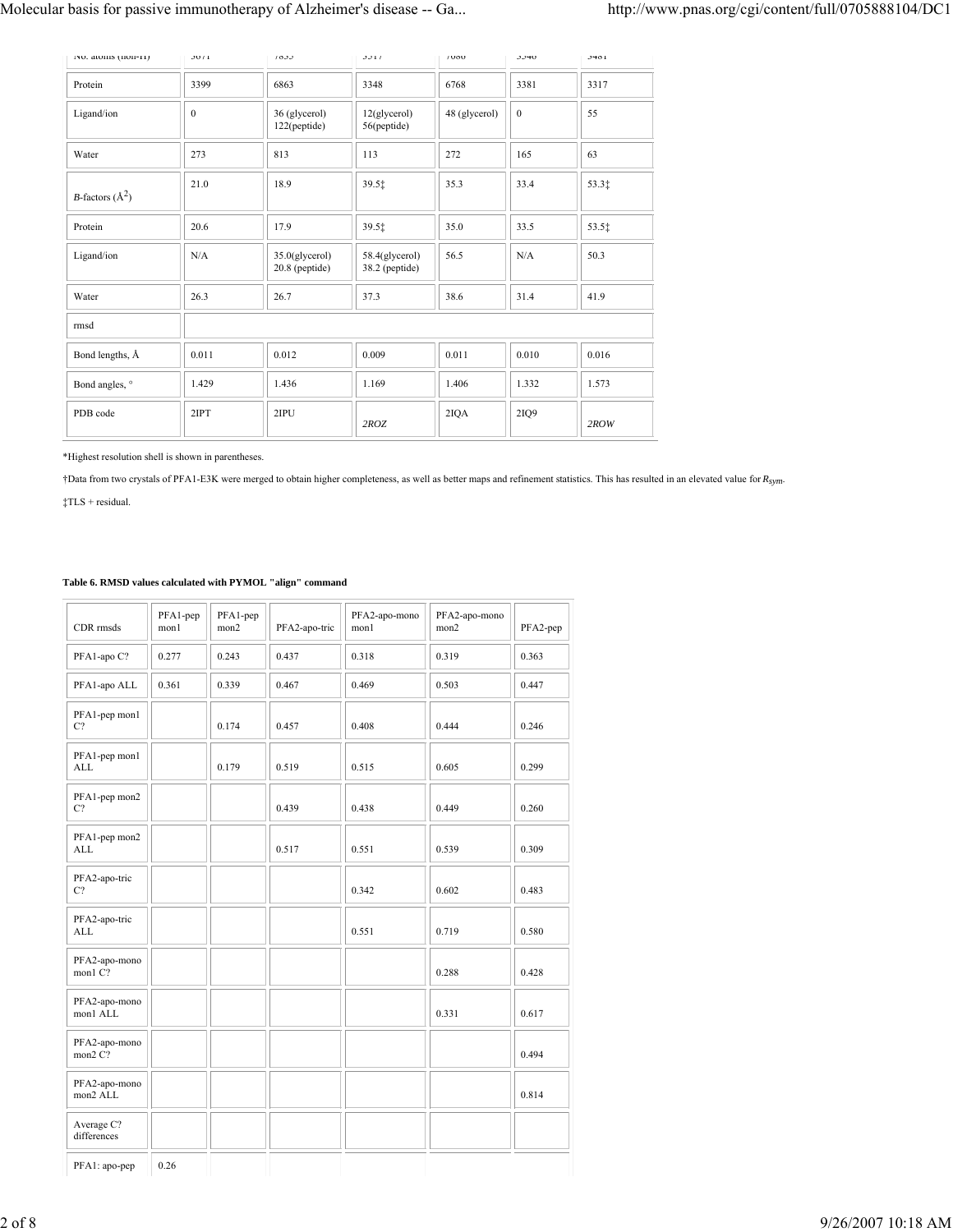| No. atoms (non-H) | 3671 | 7835 | 3517 | 7086 | 3546 | 3481 |
|---|---|---|---|---|---|---|
| Protein | 3399 | 6863 | 3348 | 6768 | 3381 | 3317 |
| Ligand/ion | 0 | 36 (glycerol) 122(peptide) | 12(glycerol) 56(peptide) | 48 (glycerol) | 0 | 55 |
| Water | 273 | 813 | 113 | 272 | 165 | 63 |
| B-factors (Å$^2$) | 21.0 | 18.9 | 39.5‡ | 35.3 | 33.4 | 53.3‡ |
| Protein | 20.6 | 17.9 | 39.5‡ | 35.0 | 33.5 | 53.5‡ |
| Ligand/ion | N/A | 35.0(glycerol) 20.8 (peptide) | 58.4(glycerol) 38.2 (peptide) | 56.5 | N/A | 50.3 |
| Water | 26.3 | 26.7 | 37.3 | 38.6 | 31.4 | 41.9 |
| rmsd | | | | | | |
| Bond lengths, Å | 0.011 | 0.012 | 0.009 | 0.011 | 0.010 | 0.016 |
| Bond angles, ° | 1.429 | 1.436 | 1.169 | 1.406 | 1.332 | 1.573 |
| PDB code | 2IPT | 2IPU | *2ROZ* | 2IQA | 2IQ9 | *2ROW* |

*Highest resolution shell is shown in parentheses.

†Data from two crystals of PFA1-E3K were merged to obtain higher completeness, as well as better maps and refinement statistics. This has resulted in an elevated value for $R_{sym}$.

‡TLS + residual.

**Table 6. RMSD values calculated with PYMOL "align" command**

| CDR rmsds | PFA1-pep mon1 | PFA1-pep mon2 | PFA2-apo-tric | PFA2-apo-mono mon1 | PFA2-apo-mono mon2 | PFA2-pep |
|---|---|---|---|---|---|---|
| PFA1-apo C? | 0.277 | 0.243 | 0.437 | 0.318 | 0.319 | 0.363 |
| PFA1-apo ALL | 0.361 | 0.339 | 0.467 | 0.469 | 0.503 | 0.447 |
| PFA1-pep mon1 C? | | 0.174 | 0.457 | 0.408 | 0.444 | 0.246 |
| PFA1-pep mon1 ALL | | 0.179 | 0.519 | 0.515 | 0.605 | 0.299 |
| PFA1-pep mon2 C? | | | 0.439 | 0.438 | 0.449 | 0.260 |
| PFA1-pep mon2 ALL | | | 0.517 | 0.551 | 0.539 | 0.309 |
| PFA2-apo-tric C? | | | | 0.342 | 0.602 | 0.483 |
| PFA2-apo-tric ALL | | | | 0.551 | 0.719 | 0.580 |
| PFA2-apo-mono mon1 C? | | | | | 0.288 | 0.428 |
| PFA2-apo-mono mon1 ALL | | | | | 0.331 | 0.617 |
| PFA2-apo-mono mon2 C? | | | | | | 0.494 |
| PFA2-apo-mono mon2 ALL | | | | | | 0.814 |
| Average C? differences | | | | | | |
| PFA1: apo-pep | 0.26 | | | | | |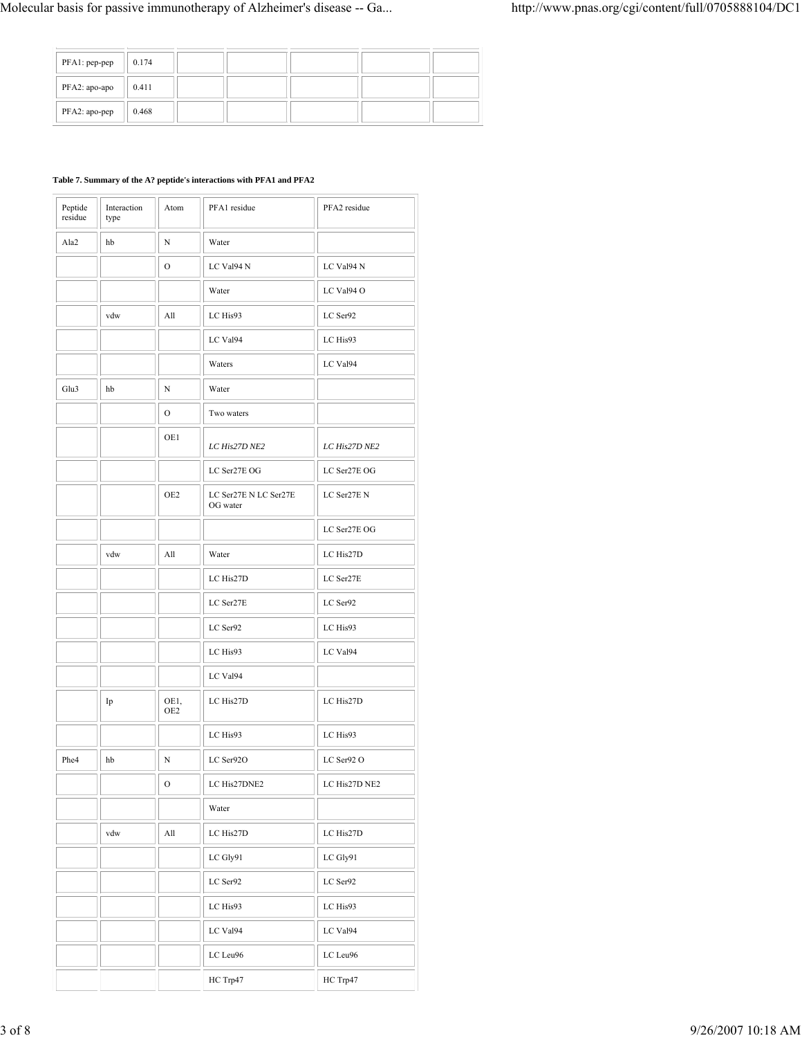| | | | | | | |
|---|---|---|---|---|---|---|
| PFA1: pep-pep | 0.174 | | | | | |
| PFA2: apo-apo | 0.411 | | | | | |
| PFA2: apo-pep | 0.468 | | | | | |

**Table 7. Summary of the A? peptide's interactions with PFA1 and PFA2**

| Peptide residue | Interaction type | Atom | PFA1 residue | PFA2 residue |
|---|---|---|---|---|
| Ala2 | hb | N | Water | |
| | | O | LC Val94 N | LC Val94 N |
| | | | Water | LC Val94 O |
| | vdw | All | LC His93 | LC Ser92 |
| | | | LC Val94 | LC His93 |
| | | | Waters | LC Val94 |
| Glu3 | hb | N | Water | |
| | | O | Two waters | |
| | | OE1 | *LC His27D NE2* | *LC His27D NE2* |
| | | | LC Ser27E OG | LC Ser27E OG |
| | | OE2 | LC Ser27E N LC Ser27E OG water | LC Ser27E N |
| | | | | LC Ser27E OG |
| | vdw | All | Water | LC His27D |
| | | | LC His27D | LC Ser27E |
| | | | LC Ser27E | LC Ser92 |
| | | | LC Ser92 | LC His93 |
| | | | LC His93 | LC Val94 |
| | | | LC Val94 | |
| | Ip | OE1, OE2 | LC His27D | LC His27D |
| | | | LC His93 | LC His93 |
| Phe4 | hb | N | LC Ser92O | LC Ser92 O |
| | | O | LC His27DNE2 | LC His27D NE2 |
| | | | Water | |
| | vdw | All | LC His27D | LC His27D |
| | | | LC Gly91 | LC Gly91 |
| | | | LC Ser92 | LC Ser92 |
| | | | LC His93 | LC His93 |
| | | | LC Val94 | LC Val94 |
| | | | LC Leu96 | LC Leu96 |
| | | | HC Trp47 | HC Trp47 |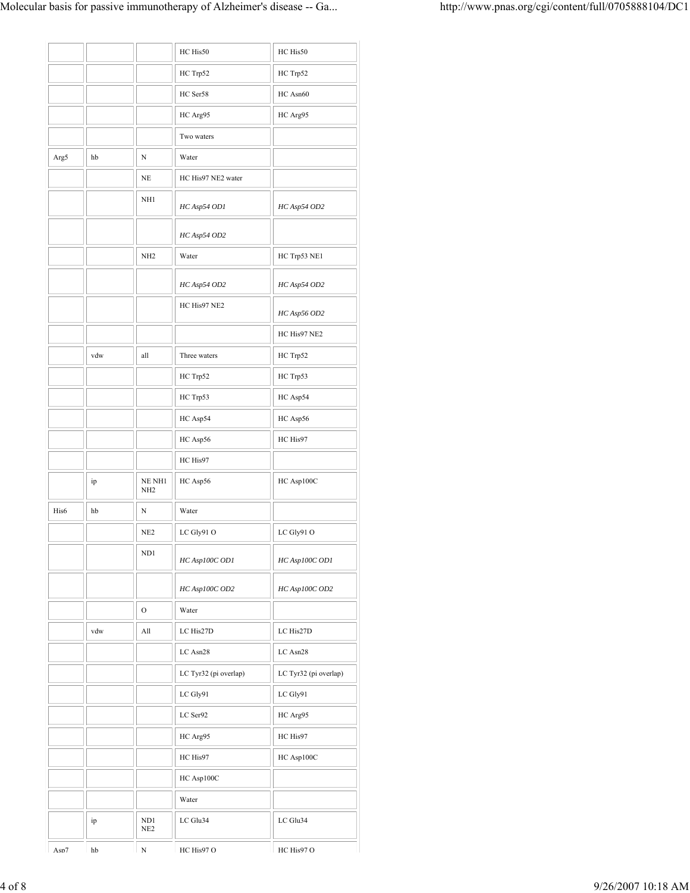|  |  |  |  |  |
| --- | --- | --- | --- | --- |
|  |  |  | HC His50 | HC His50 |
|  |  |  | HC Trp52 | HC Trp52 |
|  |  |  | HC Ser58 | HC Asn60 |
|  |  |  | HC Arg95 | HC Arg95 |
|  |  |  | Two waters |  |
| Arg5 | hb | N | Water |  |
|  |  | NE | HC His97 NE2 water |  |
|  |  | NH1 | *HC Asp54 OD1* | *HC Asp54 OD2* |
|  |  |  | *HC Asp54 OD2* |  |
|  |  | NH2 | Water | HC Trp53 NE1 |
|  |  |  | *HC Asp54 OD2* | *HC Asp54 OD2* |
|  |  |  | HC His97 NE2 | *HC Asp56 OD2* |
|  |  |  |  | HC His97 NE2 |
|  | vdw | all | Three waters | HC Trp52 |
|  |  |  | HC Trp52 | HC Trp53 |
|  |  |  | HC Trp53 | HC Asp54 |
|  |  |  | HC Asp54 | HC Asp56 |
|  |  |  | HC Asp56 | HC His97 |
|  |  |  | HC His97 |  |
|  | ip | NE NH1 NH2 | HC Asp56 | HC Asp100C |
| His6 | hb | N | Water |  |
|  |  | NE2 | LC Gly91 O | LC Gly91 O |
|  |  | ND1 | *HC Asp100C OD1* | *HC Asp100C OD1* |
|  |  |  | *HC Asp100C OD2* | *HC Asp100C OD2* |
|  |  | O | Water |  |
|  | vdw | All | LC His27D | LC His27D |
|  |  |  | LC Asn28 | LC Asn28 |
|  |  |  | LC Tyr32 (pi overlap) | LC Tyr32 (pi overlap) |
|  |  |  | LC Gly91 | LC Gly91 |
|  |  |  | LC Ser92 | HC Arg95 |
|  |  |  | HC Arg95 | HC His97 |
|  |  |  | HC His97 | HC Asp100C |
|  |  |  | HC Asp100C |  |
|  |  |  | Water |  |
|  | ip | ND1 NE2 | LC Glu34 | LC Glu34 |
| Asp7 | hb | N | HC His97 O | HC His97 O |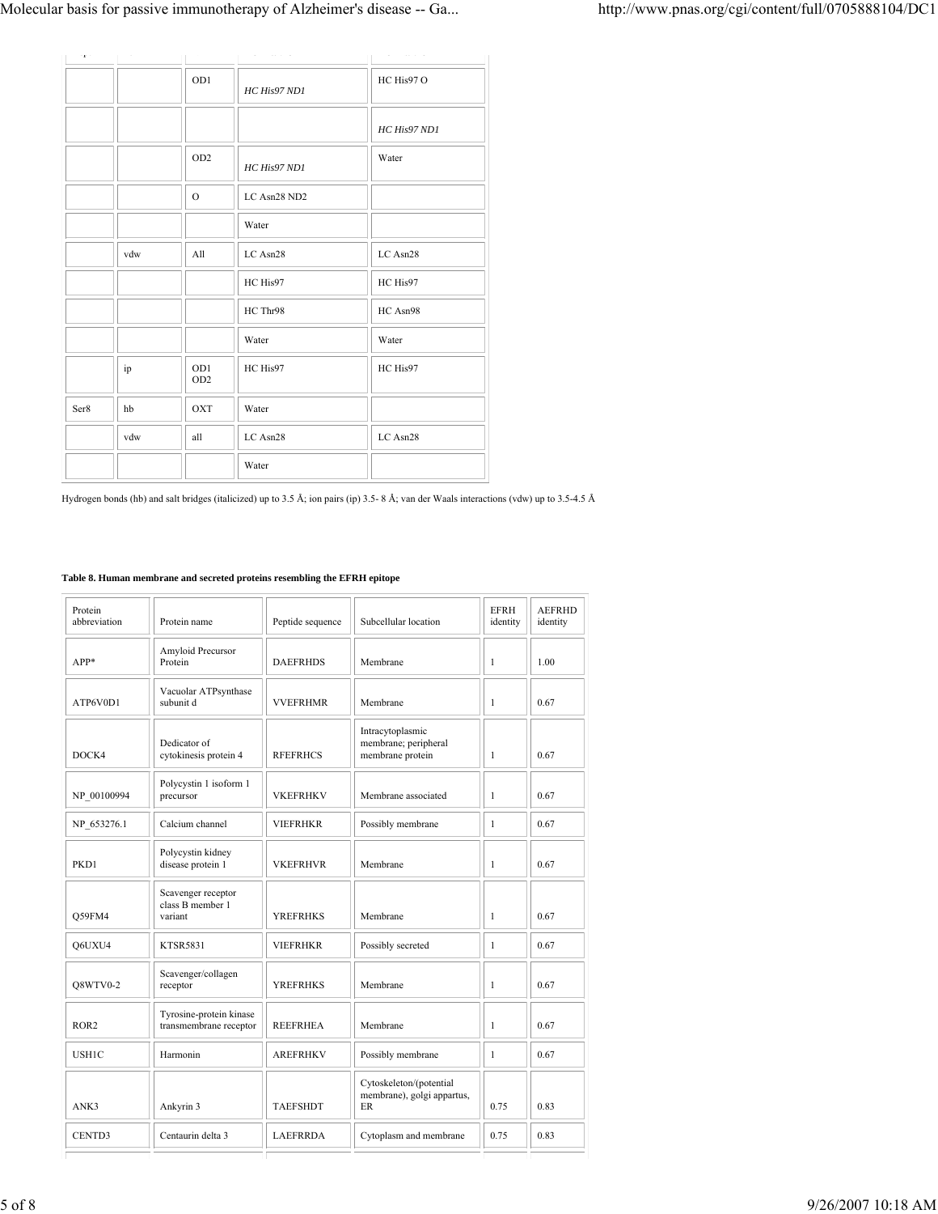| | | | | |
|---|---|---|---|---|
| | | OD1 | *HC His97 ND1* | HC His97 O |
| | | | | *HC His97 ND1* |
| | | OD2 | *HC His97 ND1* | Water |
| | | O | LC Asn28 ND2 | |
| | | | Water | |
| | vdw | All | LC Asn28 | LC Asn28 |
| | | | HC His97 | HC His97 |
| | | | HC Thr98 | HC Asn98 |
| | | | Water | Water |
| | ip | OD1 OD2 | HC His97 | HC His97 |
| Ser8 | hb | OXT | Water | |
| | vdw | all | LC Asn28 | LC Asn28 |
| | | | Water | |

Hydrogen bonds (hb) and salt bridges (italicized) up to 3.5 Å; ion pairs (ip) 3.5- 8 Å; van der Waals interactions (vdw) up to 3.5-4.5 Å

**Table 8. Human membrane and secreted proteins resembling the EFRH epitope**

| Protein abbreviation | Protein name | Peptide sequence | Subcellular location | EFRH identity | AEFRHD identity |
|---|---|---|---|---|---|
| APP* | Amyloid Precursor Protein | DAEFRHDS | Membrane | 1 | 1.00 |
| ATP6V0D1 | Vacuolar ATPsynthase subunit d | VVEFRHMR | Membrane | 1 | 0.67 |
| DOCK4 | Dedicator of cytokinesis protein 4 | RFEFRHCS | Intracytoplasmic membrane; peripheral membrane protein | 1 | 0.67 |
| NP_00100994 | Polycystin 1 isoform 1 precursor | VKEFRHKV | Membrane associated | 1 | 0.67 |
| NP_653276.1 | Calcium channel | VIEFRHKR | Possibly membrane | 1 | 0.67 |
| PKD1 | Polycystin kidney disease protein 1 | VKEFRHVR | Membrane | 1 | 0.67 |
| Q59FM4 | Scavenger receptor class B member 1 variant | YREFRHKS | Membrane | 1 | 0.67 |
| Q6UXU4 | KTSR5831 | VIEFRHKR | Possibly secreted | 1 | 0.67 |
| Q8WTV0-2 | Scavenger/collagen receptor | YREFRHKS | Membrane | 1 | 0.67 |
| ROR2 | Tyrosine-protein kinase transmembrane receptor | REEFRHEA | Membrane | 1 | 0.67 |
| USH1C | Harmonin | AREFRHKV | Possibly membrane | 1 | 0.67 |
| ANK3 | Ankyrin 3 | TAEFSHDT | Cytoskeleton/(potential membrane), golgi appartus, ER | 0.75 | 0.83 |
| CENTD3 | Centaurin delta 3 | LAEFRRDA | Cytoplasm and membrane | 0.75 | 0.83 |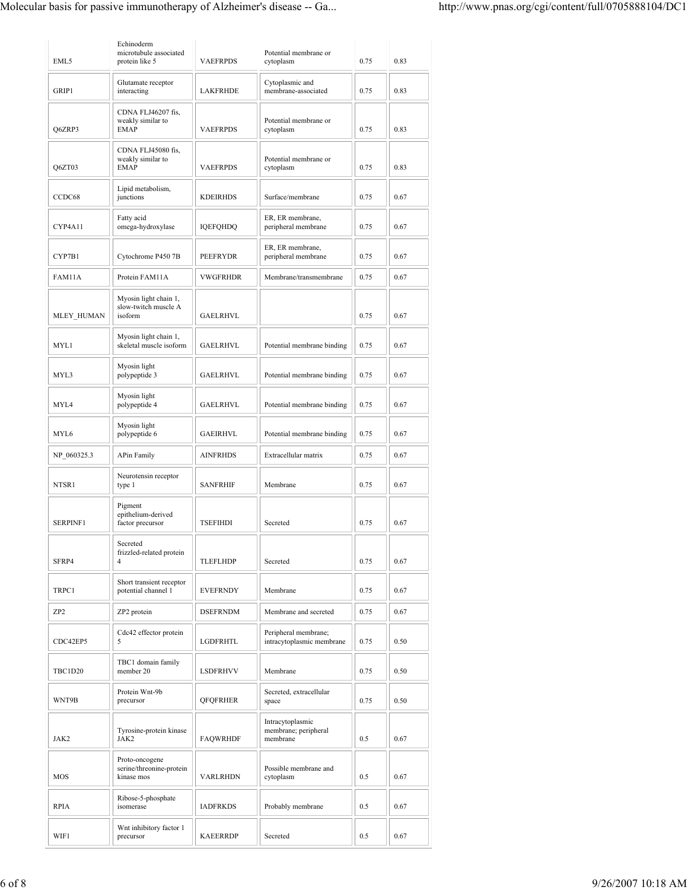| | | | | | |
|---|---|---|---|---|---|
| EML5 | Echinoderm microtubule associated protein like 5 | VAEFRPDS | Potential membrane or cytoplasm | 0.75 | 0.83 |
| GRIP1 | Glutamate receptor interacting | LAKFRHDE | Cytoplasmic and membrane-associated | 0.75 | 0.83 |
| Q6ZRP3 | CDNA FLJ46207 fis, weakly similar to EMAP | VAEFRPDS | Potential membrane or cytoplasm | 0.75 | 0.83 |
| Q6ZT03 | CDNA FLJ45080 fis, weakly similar to EMAP | VAEFRPDS | Potential membrane or cytoplasm | 0.75 | 0.83 |
| CCDC68 | Lipid metabolism, junctions | KDEIRHDS | Surface/membrane | 0.75 | 0.67 |
| CYP4A11 | Fatty acid omega-hydroxylase | IQEFQHDQ | ER, ER membrane, peripheral membrane | 0.75 | 0.67 |
| CYP7B1 | Cytochrome P450 7B | PEEFRYDR | ER, ER membrane, peripheral membrane | 0.75 | 0.67 |
| FAM11A | Protein FAM11A | VWGFRHDR | Membrane/transmembrane | 0.75 | 0.67 |
| MLEY_HUMAN | Myosin light chain 1, slow-twitch muscle A isoform | GAELRHVL | | 0.75 | 0.67 |
| MYL1 | Myosin light chain 1, skeletal muscle isoform | GAELRHVL | Potential membrane binding | 0.75 | 0.67 |
| MYL3 | Myosin light polypeptide 3 | GAELRHVL | Potential membrane binding | 0.75 | 0.67 |
| MYL4 | Myosin light polypeptide 4 | GAELRHVL | Potential membrane binding | 0.75 | 0.67 |
| MYL6 | Myosin light polypeptide 6 | GAEIRHVL | Potential membrane binding | 0.75 | 0.67 |
| NP_060325.3 | APin Family | AINFRHDS | Extracellular matrix | 0.75 | 0.67 |
| NTSR1 | Neurotensin receptor type 1 | SANFRHIF | Membrane | 0.75 | 0.67 |
| SERPINF1 | Pigment epithelium-derived factor precursor | TSEFIHDI | Secreted | 0.75 | 0.67 |
| SFRP4 | Secreted frizzled-related protein 4 | TLEFLHDP | Secreted | 0.75 | 0.67 |
| TRPC1 | Short transient receptor potential channel 1 | EVEFRNDY | Membrane | 0.75 | 0.67 |
| ZP2 | ZP2 protein | DSEFRNDM | Membrane and secreted | 0.75 | 0.67 |
| CDC42EP5 | Cdc42 effector protein 5 | LGDFRHTL | Peripheral membrane; intracytoplasmic membrane | 0.75 | 0.50 |
| TBC1D20 | TBC1 domain family member 20 | LSDFRHVV | Membrane | 0.75 | 0.50 |
| WNT9B | Protein Wnt-9b precursor | QFQFRHER | Secreted, extracellular space | 0.75 | 0.50 |
| JAK2 | Tyrosine-protein kinase JAK2 | FAQWRHDF | Intracytoplasmic membrane; peripheral membrane | 0.5 | 0.67 |
| MOS | Proto-oncogene serine/threonine-protein kinase mos | VARLRHDN | Possible membrane and cytoplasm | 0.5 | 0.67 |
| RPIA | Ribose-5-phosphate isomerase | IADFRKDS | Probably membrane | 0.5 | 0.67 |
| WIF1 | Wnt inhibitory factor 1 precursor | KAEERRDP | Secreted | 0.5 | 0.67 |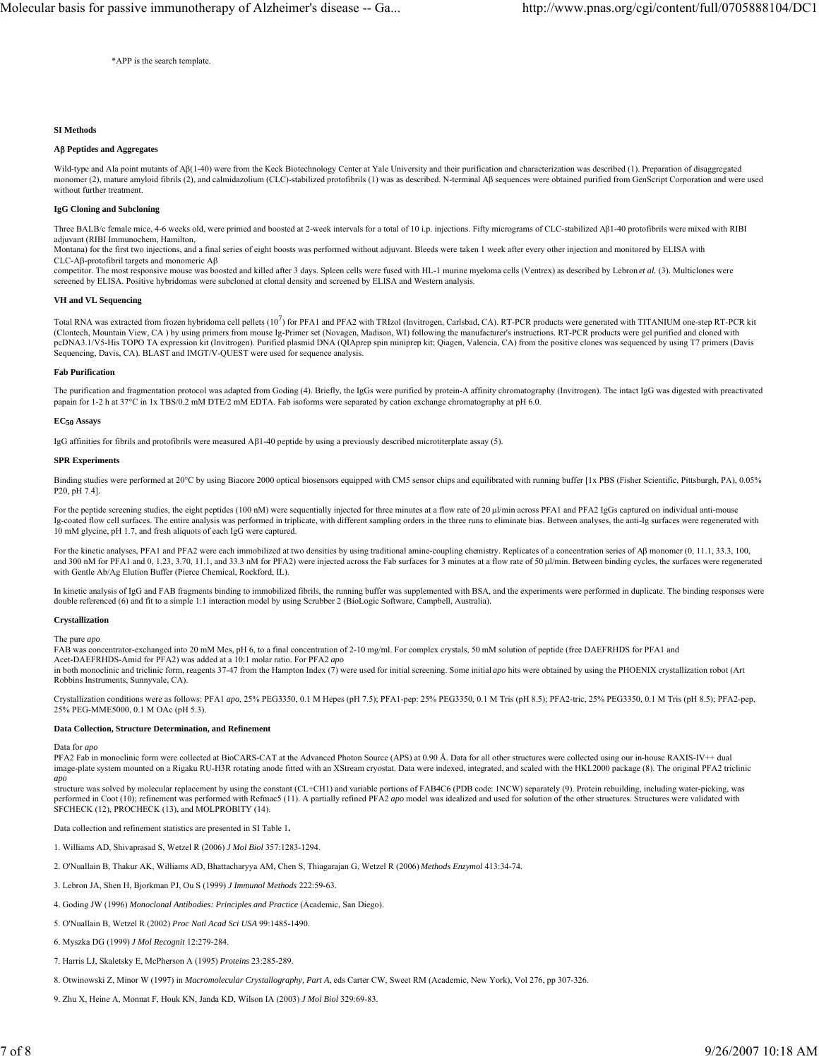*APP is the search template.

## SI Methods

### Aβ Peptides and Aggregates

Wild-type and Ala point mutants of Aβ(1-40) were from the Keck Biotechnology Center at Yale University and their purification and characterization was described (1). Preparation of disaggregated monomer (2), mature amyloid fibrils (2), and calmidazolium (CLC)-stabilized protofibrils (1) was as described. N-terminal Aβ sequences were obtained purified from GenScript Corporation and were used without further treatment.

### IgG Cloning and Subcloning

Three BALB/c female mice, 4-6 weeks old, were primed and boosted at 2-week intervals for a total of 10 i.p. injections. Fifty micrograms of CLC-stabilized Aβ1-40 protofibrils were mixed with RIBI adjuvant (RIBI Immunochem, Hamilton, Montana) for the first two injections, and a final series of eight boosts was performed without adjuvant. Bleeds were taken 1 week after every other injection and monitored by ELISA with CLC-Aβ-protofibril targets and monomeric Aβ competitor. The most responsive mouse was boosted and killed after 3 days. Spleen cells were fused with HL-1 murine myeloma cells (Ventrex) as described by Lebron *et al.* (3). Multiclones were screened by ELISA. Positive hybridomas were subcloned at clonal density and screened by ELISA and Western analysis.

### VH and VL Sequencing

Total RNA was extracted from frozen hybridoma cell pellets ($10^7$) for PFA1 and PFA2 with TRIzol (Invitrogen, Carlsbad, CA). RT-PCR products were generated with TITANIUM one-step RT-PCR kit (Clontech, Mountain View, CA ) by using primers from mouse Ig-Primer set (Novagen, Madison, WI) following the manufacturer's instructions. RT-PCR products were gel purified and cloned with pcDNA3.1/V5-His TOPO TA expression kit (Invitrogen). Purified plasmid DNA (QIAprep spin miniprep kit; Qiagen, Valencia, CA) from the positive clones was sequenced by using T7 primers (Davis Sequencing, Davis, CA). BLAST and IMGT/V-QUEST were used for sequence analysis.

### Fab Purification

The purification and fragmentation protocol was adapted from Goding (4). Briefly, the IgGs were purified by protein-A affinity chromatography (Invitrogen). The intact IgG was digested with preactivated papain for 1-2 h at 37°C in 1x TBS/0.2 mM DTE/2 mM EDTA. Fab isoforms were separated by cation exchange chromatography at pH 6.0.

### $EC_{50}$ Assays

IgG affinities for fibrils and protofibrils were measured Aβ1-40 peptide by using a previously described microtiterplate assay (5).

### SPR Experiments

Binding studies were performed at 20°C by using Biacore 2000 optical biosensors equipped with CM5 sensor chips and equilibrated with running buffer [1x PBS (Fisher Scientific, Pittsburgh, PA), 0.05% P20, pH 7.4].

For the peptide screening studies, the eight peptides (100 nM) were sequentially injected for three minutes at a flow rate of 20 μl/min across PFA1 and PFA2 IgGs captured on individual anti-mouse Ig-coated flow cell surfaces. The entire analysis was performed in triplicate, with different sampling orders in the three runs to eliminate bias. Between analyses, the anti-Ig surfaces were regenerated with 10 mM glycine, pH 1.7, and fresh aliquots of each IgG were captured.

For the kinetic analyses, PFA1 and PFA2 were each immobilized at two densities by using traditional amine-coupling chemistry. Replicates of a concentration series of Aβ monomer (0, 11.1, 33.3, 100, and 300 nM for PFA1 and 0, 1.23, 3.70, 11.1, and 33.3 nM for PFA2) were injected across the Fab surfaces for 3 minutes at a flow rate of 50 μl/min. Between binding cycles, the surfaces were regenerated with Gentle Ab/Ag Elution Buffer (Pierce Chemical, Rockford, IL).

In kinetic analysis of IgG and FAB fragments binding to immobilized fibrils, the running buffer was supplemented with BSA, and the experiments were performed in duplicate. The binding responses were double referenced (6) and fit to a simple 1:1 interaction model by using Scrubber 2 (BioLogic Software, Campbell, Australia).

### Crystallization

The pure *apo* FAB was concentrator-exchanged into 20 mM Mes, pH 6, to a final concentration of 2-10 mg/ml. For complex crystals, 50 mM solution of peptide (free DAEFRHDS for PFA1 and Acet-DAEFRHDS-Amid for PFA2) was added at a 10:1 molar ratio. For PFA2 *apo* in both monoclinic and triclinic form, reagents 37-47 from the Hampton Index (7) were used for initial screening. Some initial *apo* hits were obtained by using the PHOENIX crystallization robot (Art Robbins Instruments, Sunnyvale, CA).

Crystallization conditions were as follows: PFA1 *apo*, 25% PEG3350, 0.1 M Hepes (pH 7.5); PFA1-pep: 25% PEG3350, 0.1 M Tris (pH 8.5); PFA2-tric, 25% PEG3350, 0.1 M Tris (pH 8.5); PFA2-pep, 25% PEG-MME5000, 0.1 M OAc (pH 5.3).

### Data Collection, Structure Determination, and Refinement

Data for *apo* PFA2 Fab in monoclinic form were collected at BioCARS-CAT at the Advanced Photon Source (APS) at 0.90 Å. Data for all other structures were collected using our in-house RAXIS-IV++ dual image-plate system mounted on a Rigaku RU-H3R rotating anode fitted with an XStream cryostat. Data were indexed, integrated, and scaled with the HKL2000 package (8). The original PFA2 triclinic *apo* structure was solved by molecular replacement by using the constant (CL+CH1) and variable portions of FAB4C6 (PDB code: 1NCW) separately (9). Protein rebuilding, including water-picking, was performed in Coot (10); refinement was performed with Refmac5 (11). A partially refined PFA2 *apo* model was idealized and used for solution of the other structures. Structures were validated with SFCHECK (12), PROCHECK (13), and MOLPROBITY (14).

Data collection and refinement statistics are presented in SI Table 1.

1. Williams AD, Shivaprasad S, Wetzel R (2006) *J Mol Biol* 357:1283-1294.

2. O'Nuallain B, Thakur AK, Williams AD, Bhattacharyya AM, Chen S, Thiagarajan G, Wetzel R (2006) *Methods Enzymol* 413:34-74.

3. Lebron JA, Shen H, Bjorkman PJ, Ou S (1999) *J Immunol Methods* 222:59-63.

4. Goding JW (1996) *Monoclonal Antibodies: Principles and Practice* (Academic, San Diego).

5. O'Nuallain B, Wetzel R (2002) *Proc Natl Acad Sci USA* 99:1485-1490.

6. Myszka DG (1999) *J Mol Recognit* 12:279-284.

7. Harris LJ, Skaletsky E, McPherson A (1995) *Proteins* 23:285-289.

8. Otwinowski Z, Minor W (1997) in *Macromolecular Crystallography, Part A*, eds Carter CW, Sweet RM (Academic, New York), Vol 276, pp 307-326.

9. Zhu X, Heine A, Monnat F, Houk KN, Janda KD, Wilson IA (2003) *J Mol Biol* 329:69-83.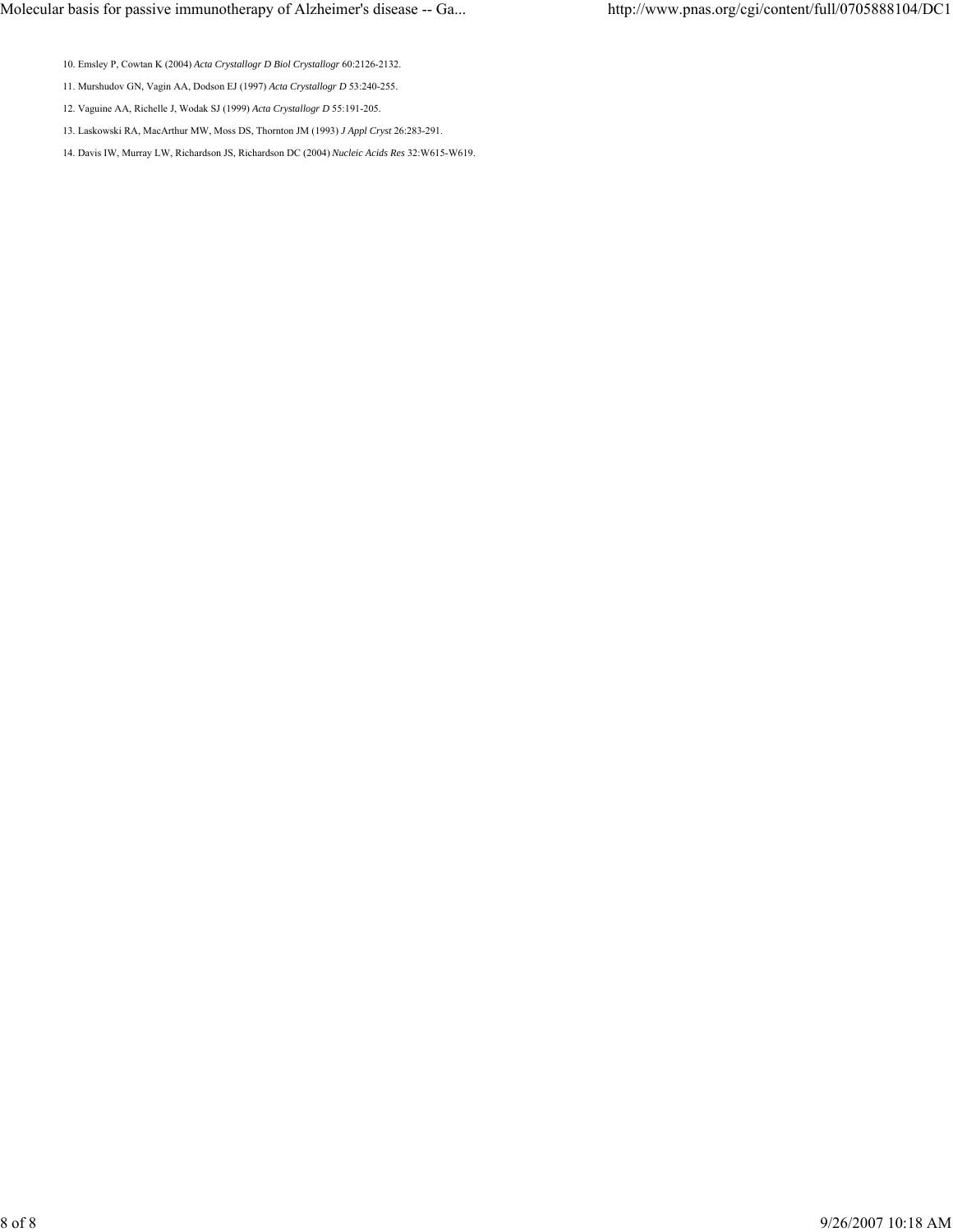10. Emsley P, Cowtan K (2004) *Acta Crystallogr D Biol Crystallogr* 60:2126-2132.

11. Murshudov GN, Vagin AA, Dodson EJ (1997) *Acta Crystallogr D* 53:240-255.

12. Vaguine AA, Richelle J, Wodak SJ (1999) *Acta Crystallogr D* 55:191-205.

13. Laskowski RA, MacArthur MW, Moss DS, Thornton JM (1993) *J Appl Cryst* 26:283-291.

14. Davis IW, Murray LW, Richardson JS, Richardson DC (2004) *Nucleic Acids Res* 32:W615-W619.